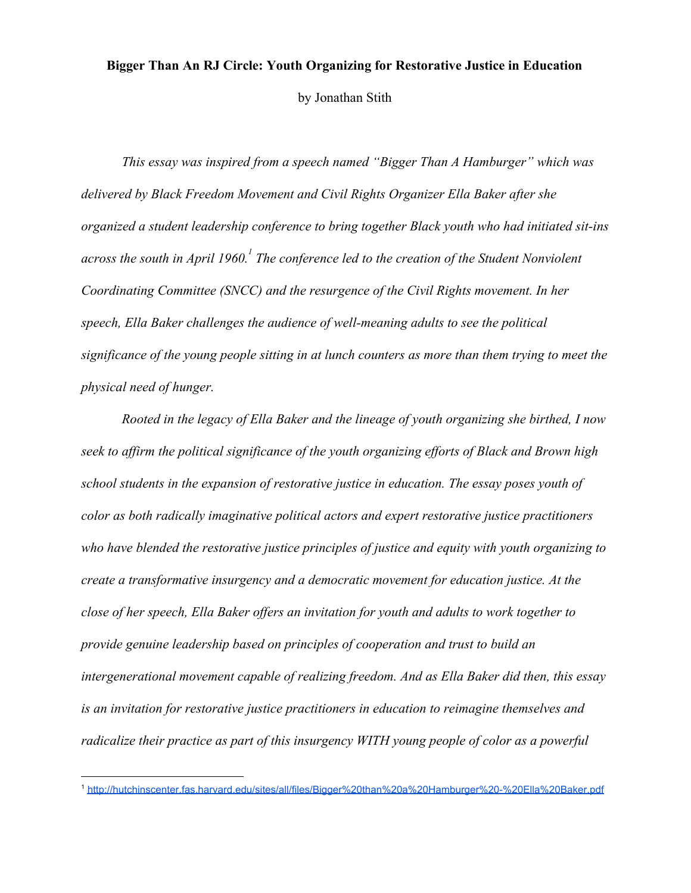**Bigger Than An RJ Circle: Youth Organizing for Restorative Justice in Education**

by Jonathan Stith

*This essay was inspired from a speech named "Bigger Than A Hamburger" which was delivered by Black Freedom Movement and Civil Rights Organizer Ella Baker after she organized a student leadership conference to bring together Black youth who had initiated sit-ins across the south in April 1960.*[1] *The conference led to the creation of the Student Nonviolent Coordinating Committee (SNCC) and the resurgence of the Civil Rights movement. In her speech, Ella Baker challenges the audience of well-meaning adults to see the political significance of the young people sitting in at lunch counters as more than them trying to meet the physical need of hunger.*

*Rooted in the legacy of Ella Baker and the lineage of youth organizing she birthed, I now seek to affirm the political significance of the youth organizing efforts of Black and Brown high school students in the expansion of restorative justice in education. The essay poses youth of color as both radically imaginative political actors and expert restorative justice practitioners who have blended the restorative justice principles of justice and equity with youth organizing to create a transformative insurgency and a democratic movement for education justice. At the close of her speech, Ella Baker offers an invitation for youth and adults to work together to provide genuine leadership based on principles of cooperation and trust to build an intergenerational movement capable of realizing freedom. And as Ella Baker did then, this essay is an invitation for restorative justice practitioners in education to reimagine themselves and radicalize their practice as part of this insurgency WITH young people of color as a powerful*

[1] http://hutchinscenter.fas.harvard.edu/sites/all/files/Bigger%20than%20a%20Hamburger%20-%20Ella%20Baker.pdf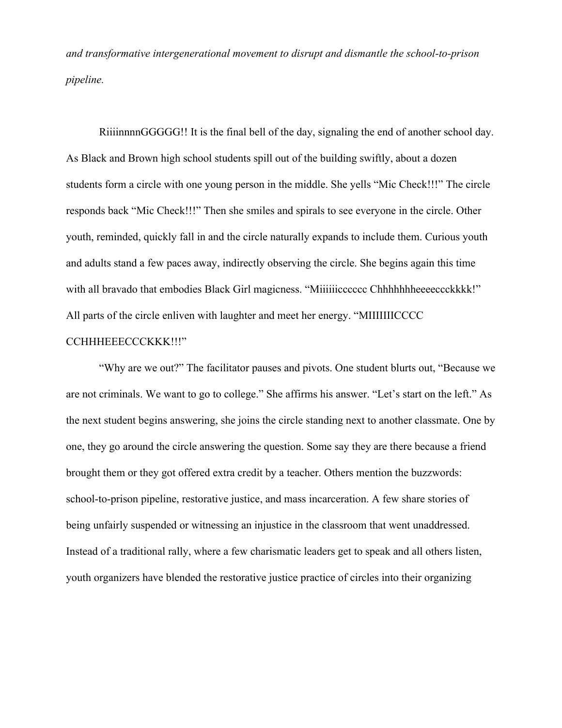*and transformative intergenerational movement to disrupt and dismantle the school-to-prison pipeline.*

RiiiinnnnGGGGG!! It is the final bell of the day, signaling the end of another school day. As Black and Brown high school students spill out of the building swiftly, about a dozen students form a circle with one young person in the middle. She yells "Mic Check!!!" The circle responds back "Mic Check!!!" Then she smiles and spirals to see everyone in the circle. Other youth, reminded, quickly fall in and the circle naturally expands to include them. Curious youth and adults stand a few paces away, indirectly observing the circle. She begins again this time with all bravado that embodies Black Girl magicness. "Miiiiiicccccc Chhhhhhheeeeccckkkk!" All parts of the circle enliven with laughter and meet her energy. "MIIIIIIICCCC CCHHHEEECCCKKK!!!"

"Why are we out?" The facilitator pauses and pivots. One student blurts out, "Because we are not criminals. We want to go to college." She affirms his answer. "Let's start on the left." As the next student begins answering, she joins the circle standing next to another classmate. One by one, they go around the circle answering the question. Some say they are there because a friend brought them or they got offered extra credit by a teacher. Others mention the buzzwords: school-to-prison pipeline, restorative justice, and mass incarceration. A few share stories of being unfairly suspended or witnessing an injustice in the classroom that went unaddressed. Instead of a traditional rally, where a few charismatic leaders get to speak and all others listen, youth organizers have blended the restorative justice practice of circles into their organizing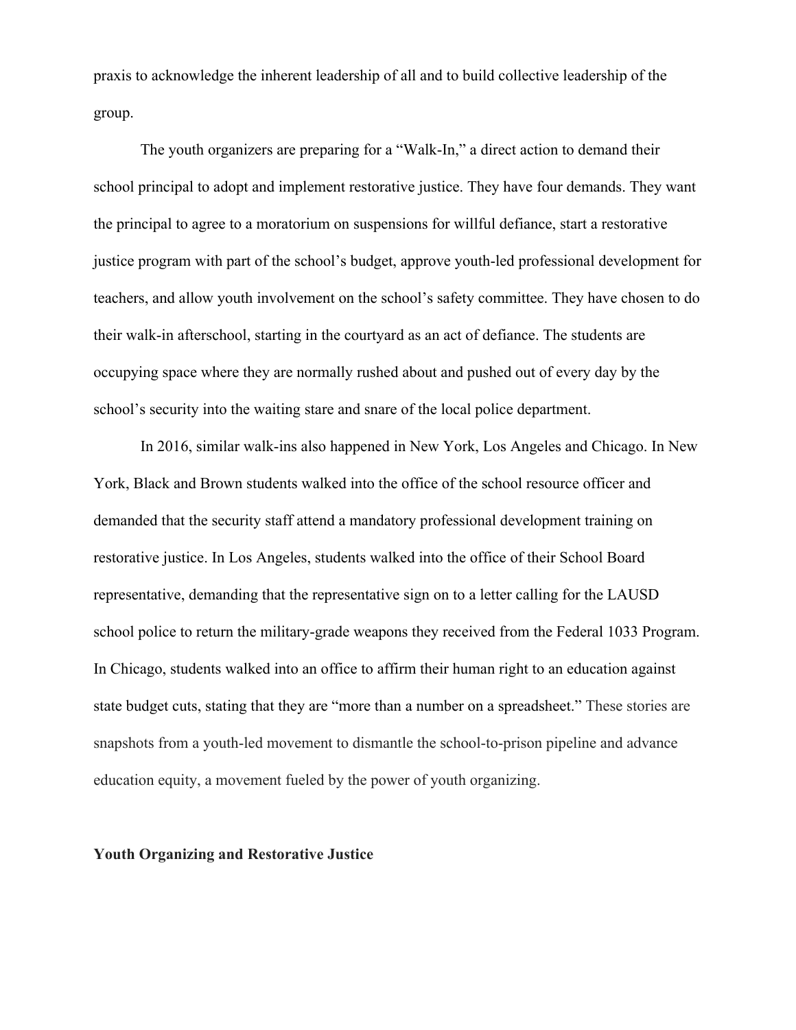praxis to acknowledge the inherent leadership of all and to build collective leadership of the group.

The youth organizers are preparing for a "Walk-In," a direct action to demand their school principal to adopt and implement restorative justice. They have four demands. They want the principal to agree to a moratorium on suspensions for willful defiance, start a restorative justice program with part of the school's budget, approve youth-led professional development for teachers, and allow youth involvement on the school's safety committee. They have chosen to do their walk-in afterschool, starting in the courtyard as an act of defiance. The students are occupying space where they are normally rushed about and pushed out of every day by the school's security into the waiting stare and snare of the local police department.

In 2016, similar walk-ins also happened in New York, Los Angeles and Chicago. In New York, Black and Brown students walked into the office of the school resource officer and demanded that the security staff attend a mandatory professional development training on restorative justice. In Los Angeles, students walked into the office of their School Board representative, demanding that the representative sign on to a letter calling for the LAUSD school police to return the military-grade weapons they received from the Federal 1033 Program. In Chicago, students walked into an office to affirm their human right to an education against state budget cuts, stating that they are "more than a number on a spreadsheet." These stories are snapshots from a youth-led movement to dismantle the school-to-prison pipeline and advance education equity, a movement fueled by the power of youth organizing.

## Youth Organizing and Restorative Justice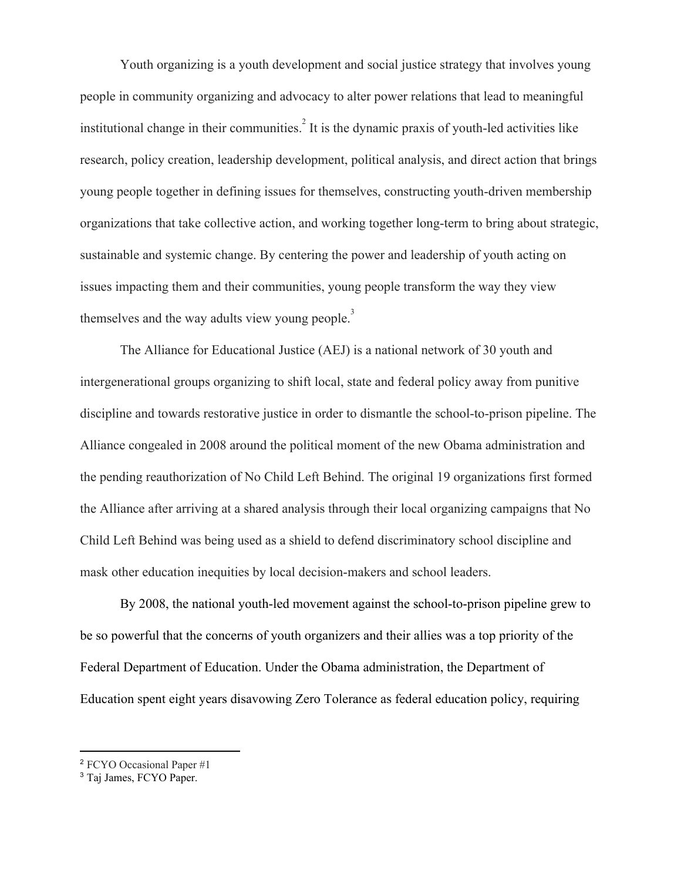Youth organizing is a youth development and social justice strategy that involves young people in community organizing and advocacy to alter power relations that lead to meaningful institutional change in their communities.[2] It is the dynamic praxis of youth-led activities like research, policy creation, leadership development, political analysis, and direct action that brings young people together in defining issues for themselves, constructing youth-driven membership organizations that take collective action, and working together long-term to bring about strategic, sustainable and systemic change. By centering the power and leadership of youth acting on issues impacting them and their communities, young people transform the way they view themselves and the way adults view young people.[3]

The Alliance for Educational Justice (AEJ) is a national network of 30 youth and intergenerational groups organizing to shift local, state and federal policy away from punitive discipline and towards restorative justice in order to dismantle the school-to-prison pipeline. The Alliance congealed in 2008 around the political moment of the new Obama administration and the pending reauthorization of No Child Left Behind. The original 19 organizations first formed the Alliance after arriving at a shared analysis through their local organizing campaigns that No Child Left Behind was being used as a shield to defend discriminatory school discipline and mask other education inequities by local decision-makers and school leaders.

By 2008, the national youth-led movement against the school-to-prison pipeline grew to be so powerful that the concerns of youth organizers and their allies was a top priority of the Federal Department of Education. Under the Obama administration, the Department of Education spent eight years disavowing Zero Tolerance as federal education policy, requiring

---

[2] FCYO Occasional Paper #1

[3] Taj James, FCYO Paper.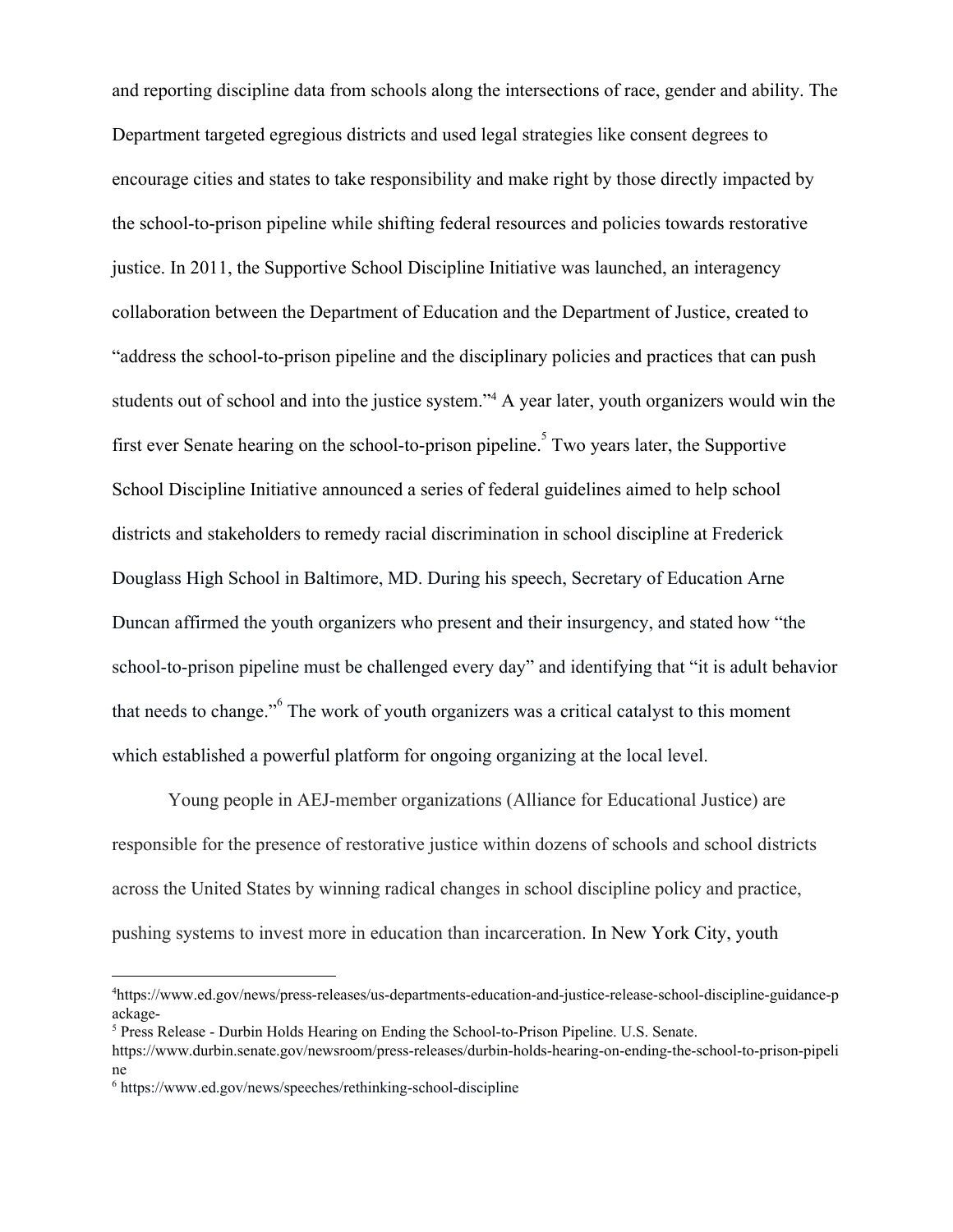and reporting discipline data from schools along the intersections of race, gender and ability. The Department targeted egregious districts and used legal strategies like consent degrees to encourage cities and states to take responsibility and make right by those directly impacted by the school-to-prison pipeline while shifting federal resources and policies towards restorative justice. In 2011, the Supportive School Discipline Initiative was launched, an interagency collaboration between the Department of Education and the Department of Justice, created to "address the school-to-prison pipeline and the disciplinary policies and practices that can push students out of school and into the justice system."[4] A year later, youth organizers would win the first ever Senate hearing on the school-to-prison pipeline.[5] Two years later, the Supportive School Discipline Initiative announced a series of federal guidelines aimed to help school districts and stakeholders to remedy racial discrimination in school discipline at Frederick Douglass High School in Baltimore, MD. During his speech, Secretary of Education Arne Duncan affirmed the youth organizers who present and their insurgency, and stated how "the school-to-prison pipeline must be challenged every day" and identifying that "it is adult behavior that needs to change."[6] The work of youth organizers was a critical catalyst to this moment which established a powerful platform for ongoing organizing at the local level.

Young people in AEJ-member organizations (Alliance for Educational Justice) are responsible for the presence of restorative justice within dozens of schools and school districts across the United States by winning radical changes in school discipline policy and practice, pushing systems to invest more in education than incarceration. In New York City, youth

---

[4] https://www.ed.gov/news/press-releases/us-departments-education-and-justice-release-school-discipline-guidance-package-

[5] Press Release - Durbin Holds Hearing on Ending the School-to-Prison Pipeline. U.S. Senate. https://www.durbin.senate.gov/newsroom/press-releases/durbin-holds-hearing-on-ending-the-school-to-prison-pipeline

[6] https://www.ed.gov/news/speeches/rethinking-school-discipline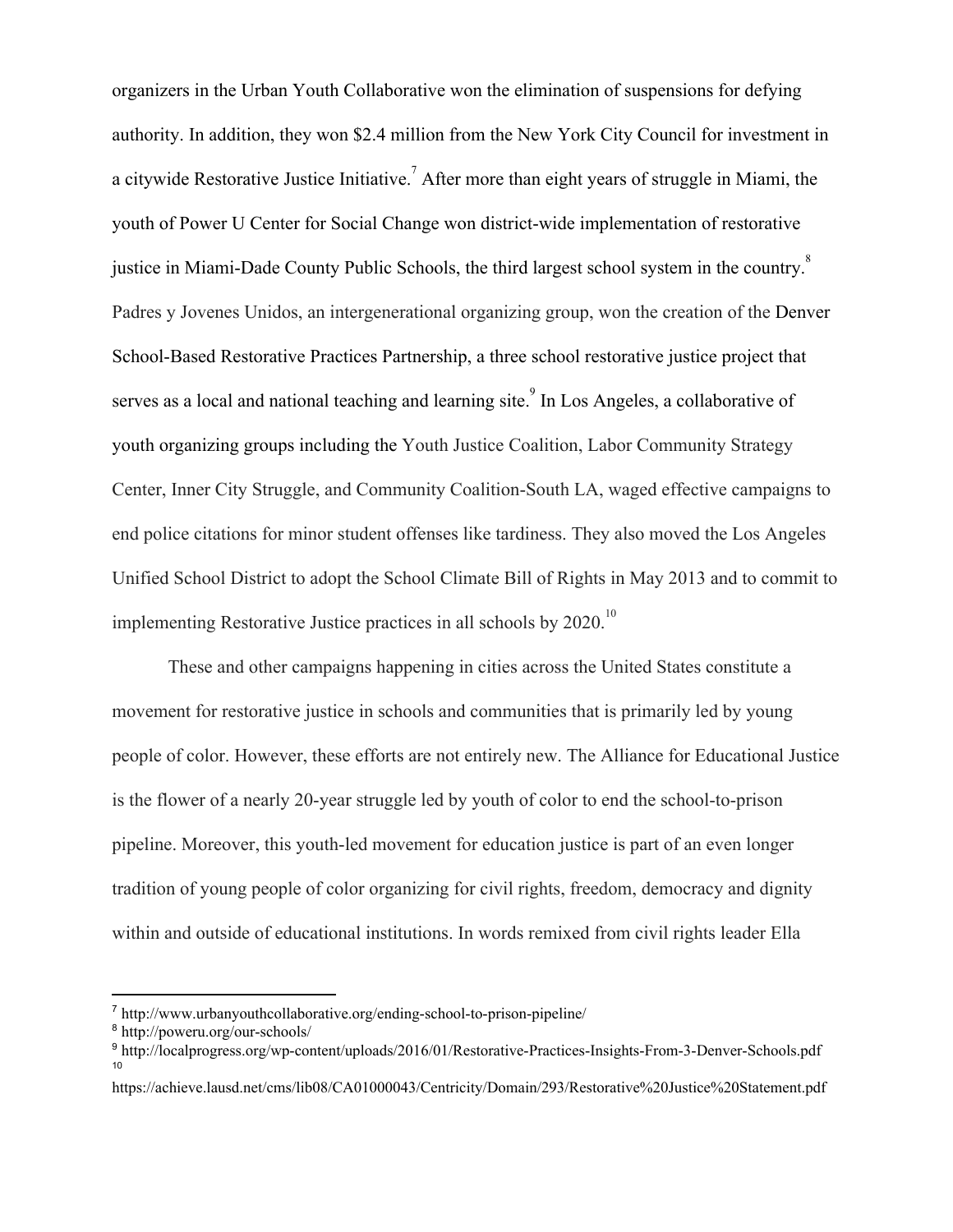organizers in the Urban Youth Collaborative won the elimination of suspensions for defying authority. In addition, they won $2.4 million from the New York City Council for investment in a citywide Restorative Justice Initiative.[7] After more than eight years of struggle in Miami, the youth of Power U Center for Social Change won district-wide implementation of restorative justice in Miami-Dade County Public Schools, the third largest school system in the country.[8] Padres y Jovenes Unidos, an intergenerational organizing group, won the creation of the Denver School-Based Restorative Practices Partnership, a three school restorative justice project that serves as a local and national teaching and learning site.[9] In Los Angeles, a collaborative of youth organizing groups including the Youth Justice Coalition, Labor Community Strategy Center, Inner City Struggle, and Community Coalition-South LA, waged effective campaigns to end police citations for minor student offenses like tardiness. They also moved the Los Angeles Unified School District to adopt the School Climate Bill of Rights in May 2013 and to commit to implementing Restorative Justice practices in all schools by 2020.[10]

These and other campaigns happening in cities across the United States constitute a movement for restorative justice in schools and communities that is primarily led by young people of color. However, these efforts are not entirely new. The Alliance for Educational Justice is the flower of a nearly 20-year struggle led by youth of color to end the school-to-prison pipeline. Moreover, this youth-led movement for education justice is part of an even longer tradition of young people of color organizing for civil rights, freedom, democracy and dignity within and outside of educational institutions. In words remixed from civil rights leader Ella

---

[7] http://www.urbanyouthcollaborative.org/ending-school-to-prison-pipeline/

[8] http://poweru.org/our-schools/

[9] http://localprogress.org/wp-content/uploads/2016/01/Restorative-Practices-Insights-From-3-Denver-Schools.pdf

[10] https://achieve.lausd.net/cms/lib08/CA01000043/Centricity/Domain/293/Restorative%20Justice%20Statement.pdf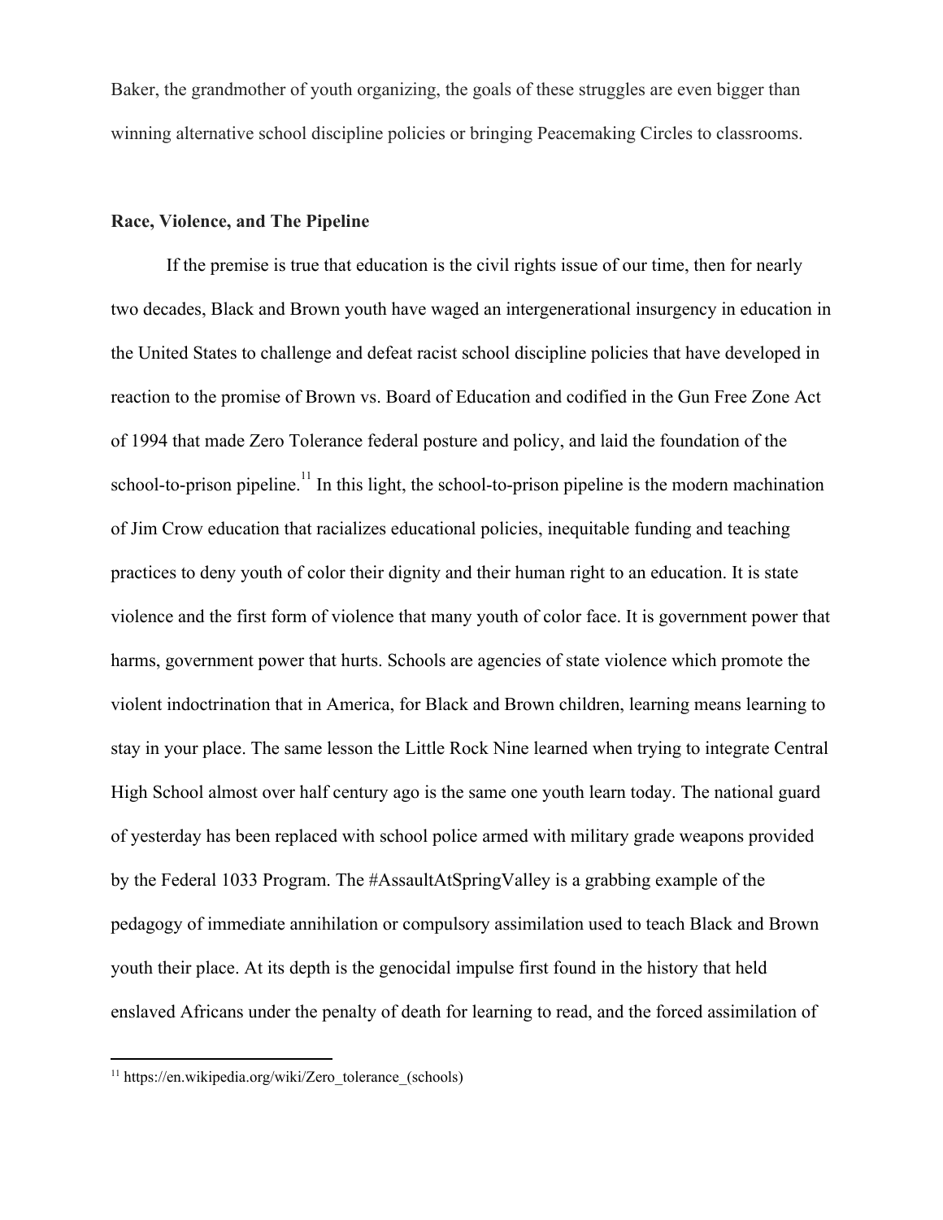Baker, the grandmother of youth organizing, the goals of these struggles are even bigger than winning alternative school discipline policies or bringing Peacemaking Circles to classrooms.

**Race, Violence, and The Pipeline**

If the premise is true that education is the civil rights issue of our time, then for nearly two decades, Black and Brown youth have waged an intergenerational insurgency in education in the United States to challenge and defeat racist school discipline policies that have developed in reaction to the promise of Brown vs. Board of Education and codified in the Gun Free Zone Act of 1994 that made Zero Tolerance federal posture and policy, and laid the foundation of the school-to-prison pipeline.[11] In this light, the school-to-prison pipeline is the modern machination of Jim Crow education that racializes educational policies, inequitable funding and teaching practices to deny youth of color their dignity and their human right to an education. It is state violence and the first form of violence that many youth of color face. It is government power that harms, government power that hurts. Schools are agencies of state violence which promote the violent indoctrination that in America, for Black and Brown children, learning means learning to stay in your place. The same lesson the Little Rock Nine learned when trying to integrate Central High School almost over half century ago is the same one youth learn today. The national guard of yesterday has been replaced with school police armed with military grade weapons provided by the Federal 1033 Program. The #AssaultAtSpringValley is a grabbing example of the pedagogy of immediate annihilation or compulsory assimilation used to teach Black and Brown youth their place. At its depth is the genocidal impulse first found in the history that held enslaved Africans under the penalty of death for learning to read, and the forced assimilation of

[11] https://en.wikipedia.org/wiki/Zero_tolerance_(schools)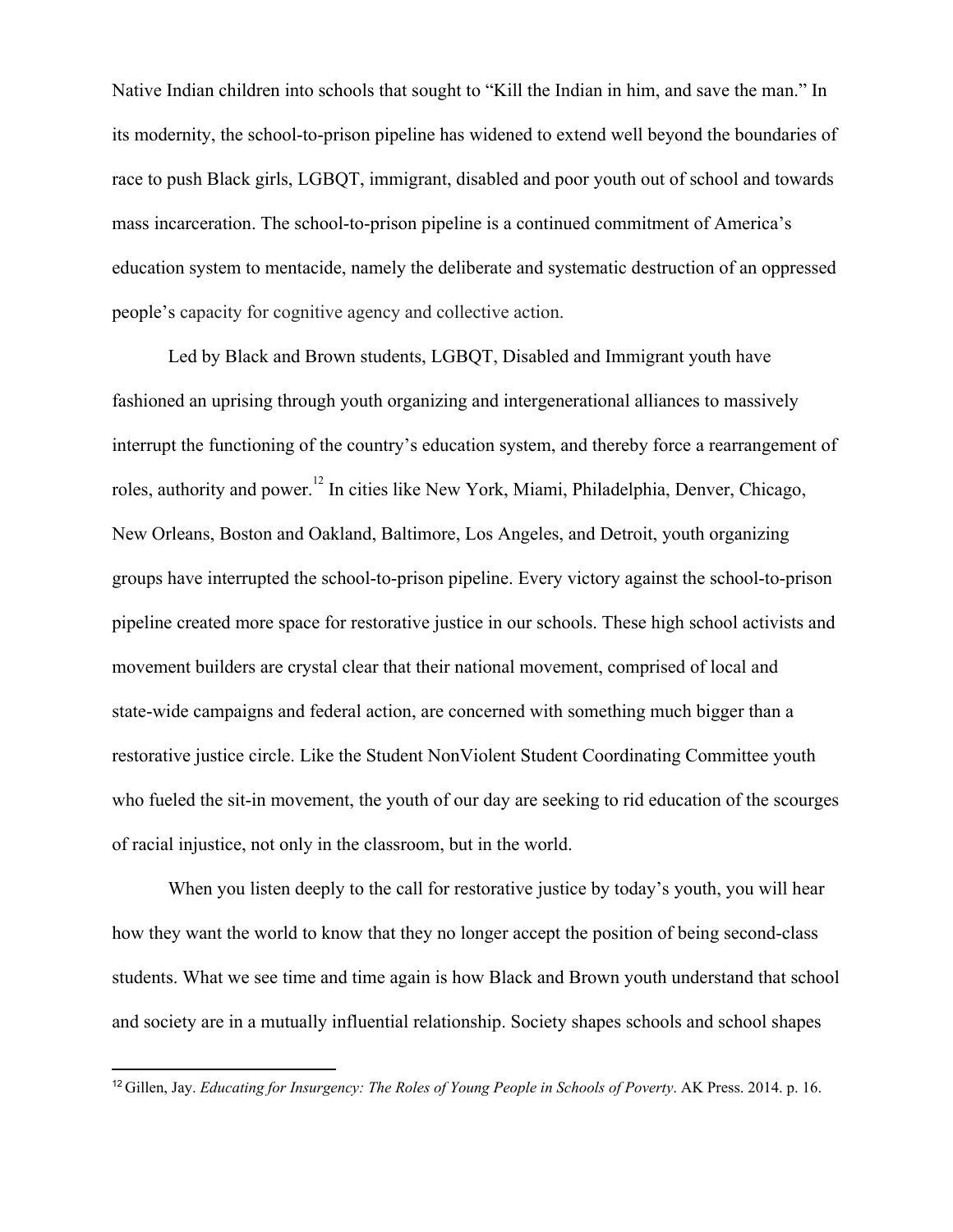Native Indian children into schools that sought to "Kill the Indian in him, and save the man." In its modernity, the school-to-prison pipeline has widened to extend well beyond the boundaries of race to push Black girls, LGBQT, immigrant, disabled and poor youth out of school and towards mass incarceration. The school-to-prison pipeline is a continued commitment of America's education system to mentacide, namely the deliberate and systematic destruction of an oppressed people's capacity for cognitive agency and collective action.

Led by Black and Brown students, LGBQT, Disabled and Immigrant youth have fashioned an uprising through youth organizing and intergenerational alliances to massively interrupt the functioning of the country's education system, and thereby force a rearrangement of roles, authority and power.[12] In cities like New York, Miami, Philadelphia, Denver, Chicago, New Orleans, Boston and Oakland, Baltimore, Los Angeles, and Detroit, youth organizing groups have interrupted the school-to-prison pipeline. Every victory against the school-to-prison pipeline created more space for restorative justice in our schools. These high school activists and movement builders are crystal clear that their national movement, comprised of local and state-wide campaigns and federal action, are concerned with something much bigger than a restorative justice circle. Like the Student NonViolent Student Coordinating Committee youth who fueled the sit-in movement, the youth of our day are seeking to rid education of the scourges of racial injustice, not only in the classroom, but in the world.

When you listen deeply to the call for restorative justice by today's youth, you will hear how they want the world to know that they no longer accept the position of being second-class students. What we see time and time again is how Black and Brown youth understand that school and society are in a mutually influential relationship. Society shapes schools and school shapes

---

[12] Gillen, Jay. *Educating for Insurgency: The Roles of Young People in Schools of Poverty*. AK Press. 2014. p. 16.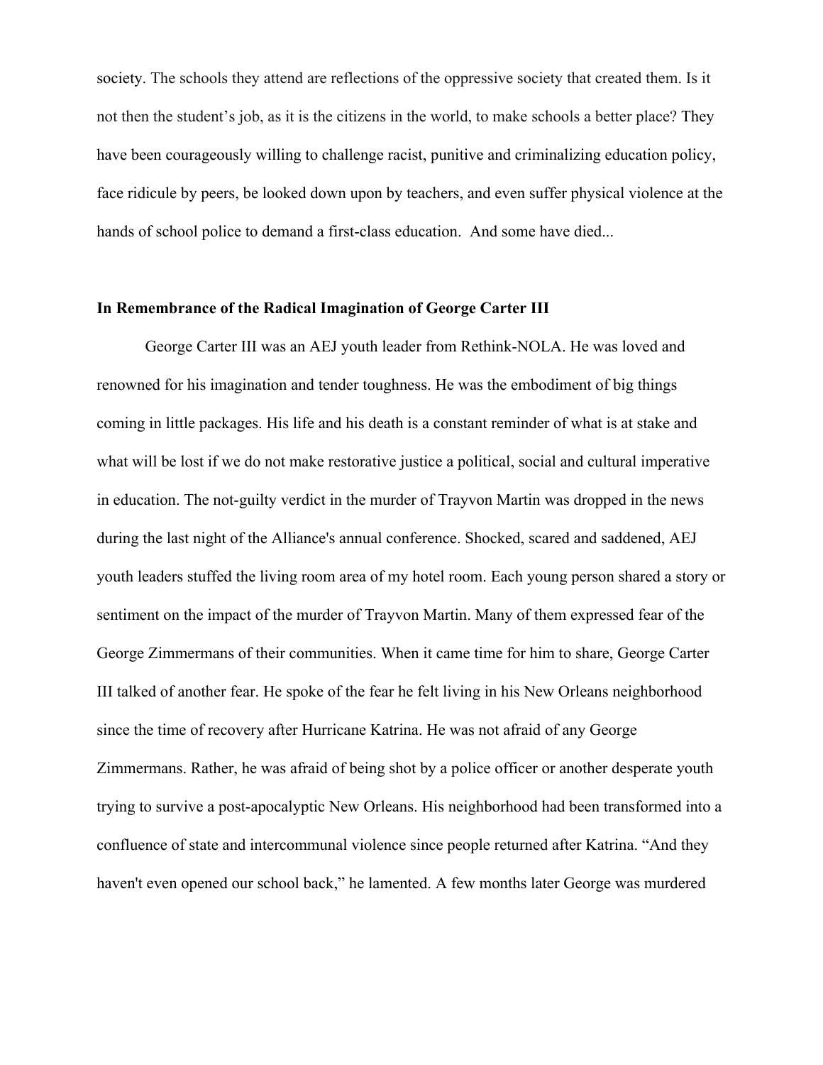society. The schools they attend are reflections of the oppressive society that created them. Is it not then the student's job, as it is the citizens in the world, to make schools a better place? They have been courageously willing to challenge racist, punitive and criminalizing education policy, face ridicule by peers, be looked down upon by teachers, and even suffer physical violence at the hands of school police to demand a first-class education. And some have died...

**In Remembrance of the Radical Imagination of George Carter III**

George Carter III was an AEJ youth leader from Rethink-NOLA. He was loved and renowned for his imagination and tender toughness. He was the embodiment of big things coming in little packages. His life and his death is a constant reminder of what is at stake and what will be lost if we do not make restorative justice a political, social and cultural imperative in education. The not-guilty verdict in the murder of Trayvon Martin was dropped in the news during the last night of the Alliance's annual conference. Shocked, scared and saddened, AEJ youth leaders stuffed the living room area of my hotel room. Each young person shared a story or sentiment on the impact of the murder of Trayvon Martin. Many of them expressed fear of the George Zimmermans of their communities. When it came time for him to share, George Carter III talked of another fear. He spoke of the fear he felt living in his New Orleans neighborhood since the time of recovery after Hurricane Katrina. He was not afraid of any George Zimmermans. Rather, he was afraid of being shot by a police officer or another desperate youth trying to survive a post-apocalyptic New Orleans. His neighborhood had been transformed into a confluence of state and intercommunal violence since people returned after Katrina. "And they haven't even opened our school back," he lamented. A few months later George was murdered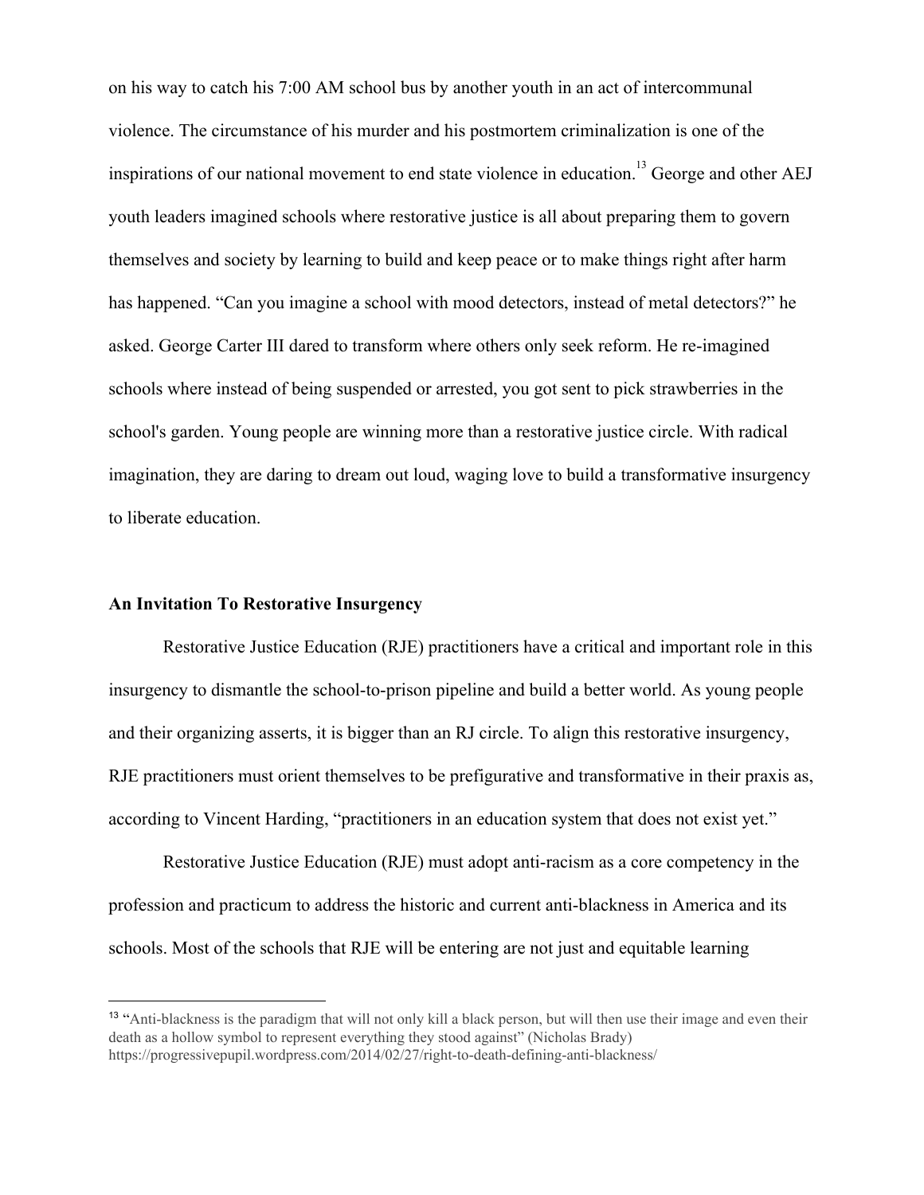on his way to catch his 7:00 AM school bus by another youth in an act of intercommunal violence. The circumstance of his murder and his postmortem criminalization is one of the inspirations of our national movement to end state violence in education.[13] George and other AEJ youth leaders imagined schools where restorative justice is all about preparing them to govern themselves and society by learning to build and keep peace or to make things right after harm has happened. "Can you imagine a school with mood detectors, instead of metal detectors?" he asked. George Carter III dared to transform where others only seek reform. He re-imagined schools where instead of being suspended or arrested, you got sent to pick strawberries in the school's garden. Young people are winning more than a restorative justice circle. With radical imagination, they are daring to dream out loud, waging love to build a transformative insurgency to liberate education.

**An Invitation To Restorative Insurgency**

Restorative Justice Education (RJE) practitioners have a critical and important role in this insurgency to dismantle the school-to-prison pipeline and build a better world. As young people and their organizing asserts, it is bigger than an RJ circle. To align this restorative insurgency, RJE practitioners must orient themselves to be prefigurative and transformative in their praxis as, according to Vincent Harding, "practitioners in an education system that does not exist yet."

Restorative Justice Education (RJE) must adopt anti-racism as a core competency in the profession and practicum to address the historic and current anti-blackness in America and its schools. Most of the schools that RJE will be entering are not just and equitable learning

---

[13] "Anti-blackness is the paradigm that will not only kill a black person, but will then use their image and even their death as a hollow symbol to represent everything they stood against" (Nicholas Brady) https://progressivepupil.wordpress.com/2014/02/27/right-to-death-defining-anti-blackness/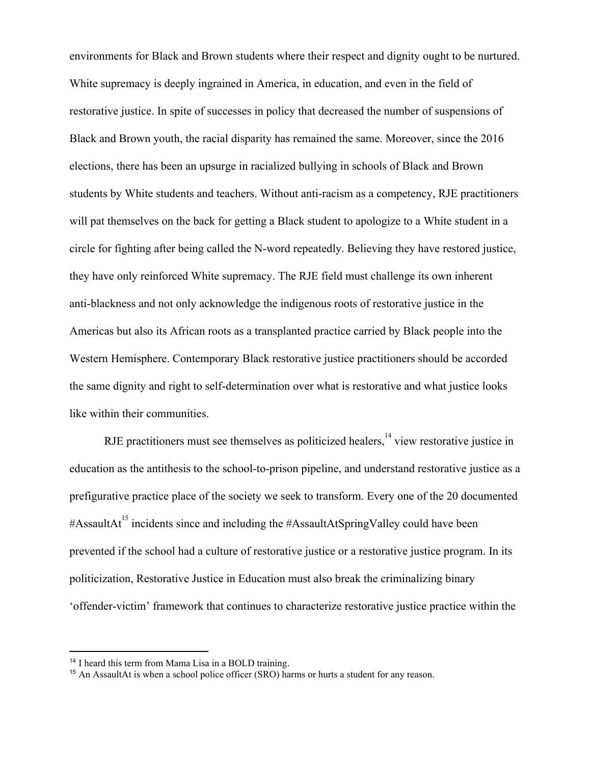environments for Black and Brown students where their respect and dignity ought to be nurtured. White supremacy is deeply ingrained in America, in education, and even in the field of restorative justice. In spite of successes in policy that decreased the number of suspensions of Black and Brown youth, the racial disparity has remained the same. Moreover, since the 2016 elections, there has been an upsurge in racialized bullying in schools of Black and Brown students by White students and teachers. Without anti-racism as a competency, RJE practitioners will pat themselves on the back for getting a Black student to apologize to a White student in a circle for fighting after being called the N-word repeatedly. Believing they have restored justice, they have only reinforced White supremacy. The RJE field must challenge its own inherent anti-blackness and not only acknowledge the indigenous roots of restorative justice in the Americas but also its African roots as a transplanted practice carried by Black people into the Western Hemisphere. Contemporary Black restorative justice practitioners should be accorded the same dignity and right to self-determination over what is restorative and what justice looks like within their communities.

RJE practitioners must see themselves as politicized healers,[14] view restorative justice in education as the antithesis to the school-to-prison pipeline, and understand restorative justice as a prefigurative practice place of the society we seek to transform. Every one of the 20 documented #AssaultAt[15] incidents since and including the #AssaultAtSpringValley could have been prevented if the school had a culture of restorative justice or a restorative justice program. In its politicization, Restorative Justice in Education must also break the criminalizing binary 'offender-victim' framework that continues to characterize restorative justice practice within the

---

[14] I heard this term from Mama Lisa in a BOLD training.

[15] An AssaultAt is when a school police officer (SRO) harms or hurts a student for any reason.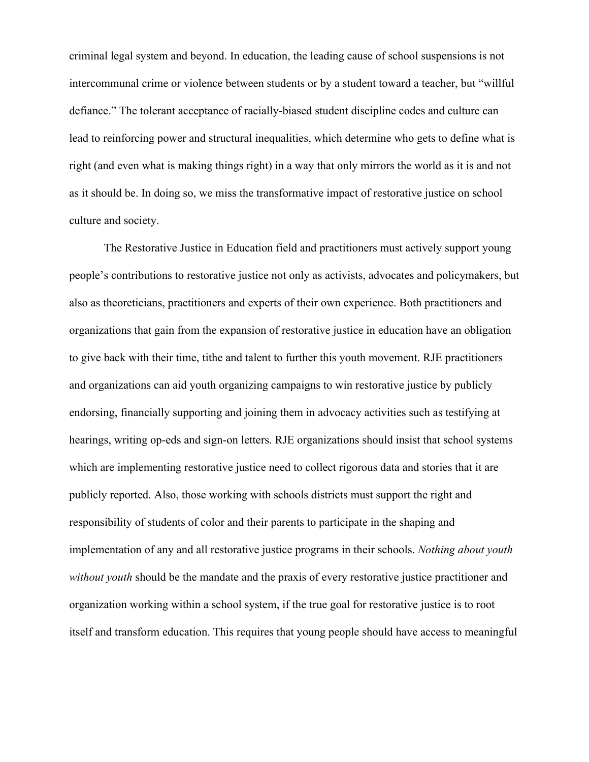criminal legal system and beyond. In education, the leading cause of school suspensions is not intercommunal crime or violence between students or by a student toward a teacher, but "willful defiance." The tolerant acceptance of racially-biased student discipline codes and culture can lead to reinforcing power and structural inequalities, which determine who gets to define what is right (and even what is making things right) in a way that only mirrors the world as it is and not as it should be. In doing so, we miss the transformative impact of restorative justice on school culture and society.

The Restorative Justice in Education field and practitioners must actively support young people's contributions to restorative justice not only as activists, advocates and policymakers, but also as theoreticians, practitioners and experts of their own experience. Both practitioners and organizations that gain from the expansion of restorative justice in education have an obligation to give back with their time, tithe and talent to further this youth movement. RJE practitioners and organizations can aid youth organizing campaigns to win restorative justice by publicly endorsing, financially supporting and joining them in advocacy activities such as testifying at hearings, writing op-eds and sign-on letters. RJE organizations should insist that school systems which are implementing restorative justice need to collect rigorous data and stories that it are publicly reported. Also, those working with schools districts must support the right and responsibility of students of color and their parents to participate in the shaping and implementation of any and all restorative justice programs in their schools. *Nothing about youth without youth* should be the mandate and the praxis of every restorative justice practitioner and organization working within a school system, if the true goal for restorative justice is to root itself and transform education. This requires that young people should have access to meaningful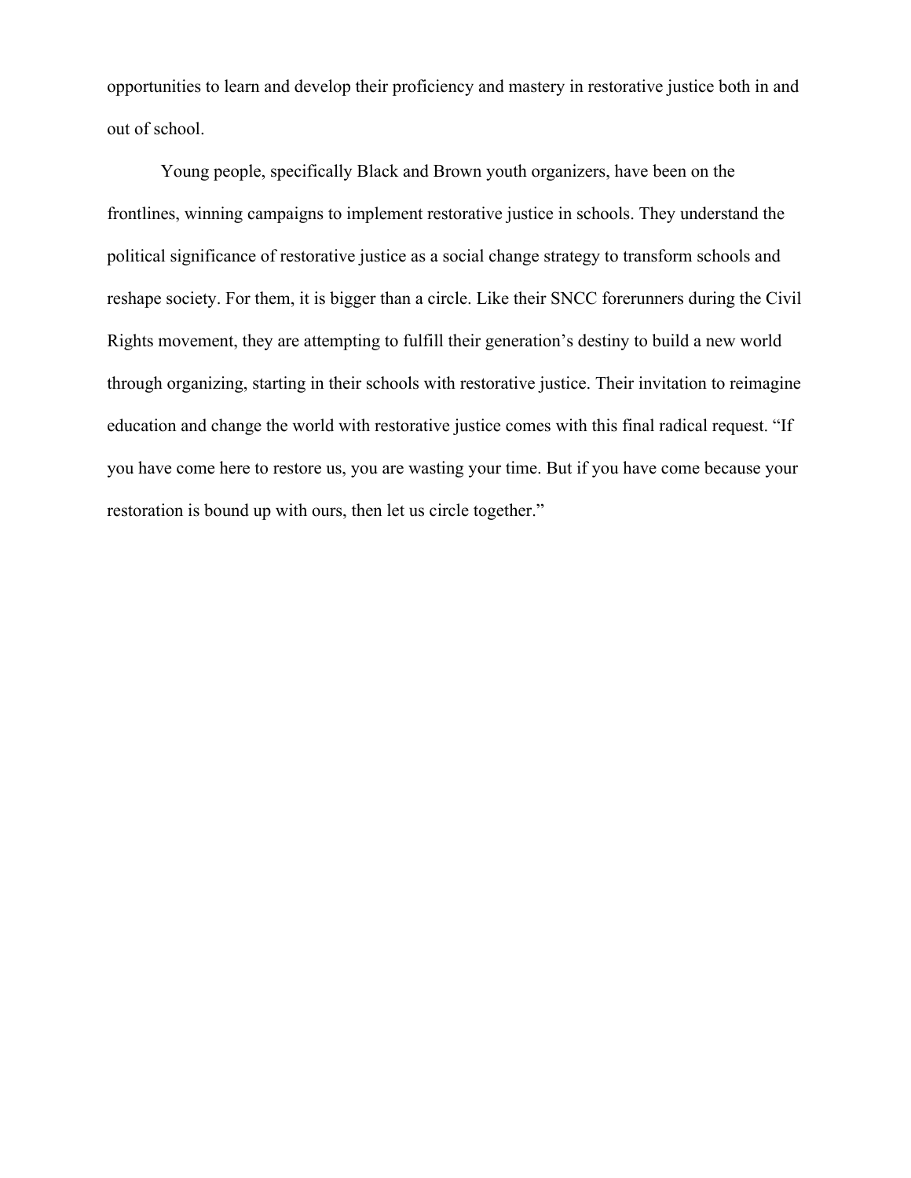opportunities to learn and develop their proficiency and mastery in restorative justice both in and out of school.

Young people, specifically Black and Brown youth organizers, have been on the frontlines, winning campaigns to implement restorative justice in schools. They understand the political significance of restorative justice as a social change strategy to transform schools and reshape society. For them, it is bigger than a circle. Like their SNCC forerunners during the Civil Rights movement, they are attempting to fulfill their generation's destiny to build a new world through organizing, starting in their schools with restorative justice. Their invitation to reimagine education and change the world with restorative justice comes with this final radical request. "If you have come here to restore us, you are wasting your time. But if you have come because your restoration is bound up with ours, then let us circle together."